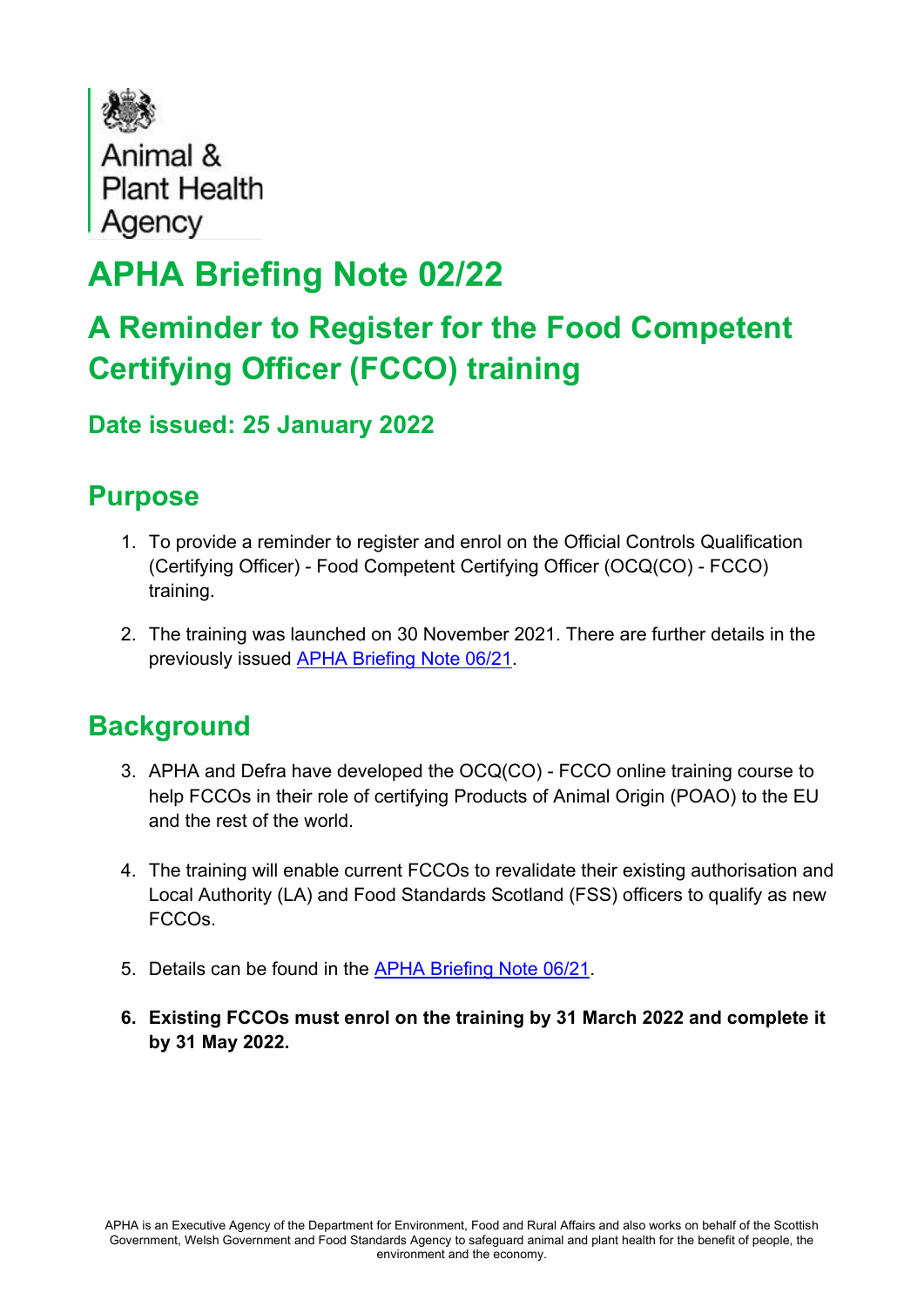Animal & Plant Health Agency

# APHA Briefing Note 02/22

## A Reminder to Register for the Food Competent Certifying Officer (FCCO) training

### Date issued: 25 January 2022

## Purpose

1. To provide a reminder to register and enrol on the Official Controls Qualification (Certifying Officer) - Food Competent Certifying Officer (OCQ(CO) - FCCO) training.

2. The training was launched on 30 November 2021. There are further details in the previously issued APHA Briefing Note 06/21.

## Background

3. APHA and Defra have developed the OCQ(CO) - FCCO online training course to help FCCOs in their role of certifying Products of Animal Origin (POAO) to the EU and the rest of the world.

4. The training will enable current FCCOs to revalidate their existing authorisation and Local Authority (LA) and Food Standards Scotland (FSS) officers to qualify as new FCCOs.

5. Details can be found in the APHA Briefing Note 06/21.

6. **Existing FCCOs must enrol on the training by 31 March 2022 and complete it by 31 May 2022.**

APHA is an Executive Agency of the Department for Environment, Food and Rural Affairs and also works on behalf of the Scottish Government, Welsh Government and Food Standards Agency to safeguard animal and plant health for the benefit of people, the environment and the economy.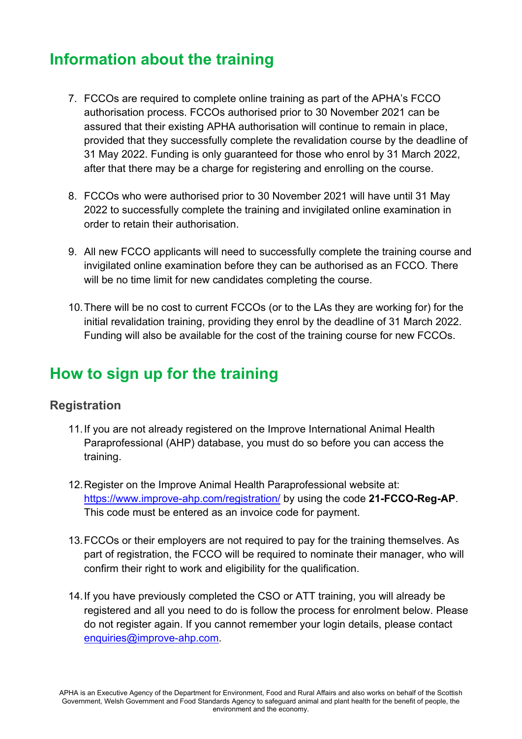## Information about the training

7. FCCOs are required to complete online training as part of the APHA's FCCO authorisation process. FCCOs authorised prior to 30 November 2021 can be assured that their existing APHA authorisation will continue to remain in place, provided that they successfully complete the revalidation course by the deadline of 31 May 2022. Funding is only guaranteed for those who enrol by 31 March 2022, after that there may be a charge for registering and enrolling on the course.

8. FCCOs who were authorised prior to 30 November 2021 will have until 31 May 2022 to successfully complete the training and invigilated online examination in order to retain their authorisation.

9. All new FCCO applicants will need to successfully complete the training course and invigilated online examination before they can be authorised as an FCCO. There will be no time limit for new candidates completing the course.

10. There will be no cost to current FCCOs (or to the LAs they are working for) for the initial revalidation training, providing they enrol by the deadline of 31 March 2022. Funding will also be available for the cost of the training course for new FCCOs.

## How to sign up for the training

### Registration

11. If you are not already registered on the Improve International Animal Health Paraprofessional (AHP) database, you must do so before you can access the training.

12. Register on the Improve Animal Health Paraprofessional website at: https://www.improve-ahp.com/registration/ by using the code **21-FCCO-Reg-AP**. This code must be entered as an invoice code for payment.

13. FCCOs or their employers are not required to pay for the training themselves. As part of registration, the FCCO will be required to nominate their manager, who will confirm their right to work and eligibility for the qualification.

14. If you have previously completed the CSO or ATT training, you will already be registered and all you need to do is follow the process for enrolment below. Please do not register again. If you cannot remember your login details, please contact enquiries@improve-ahp.com.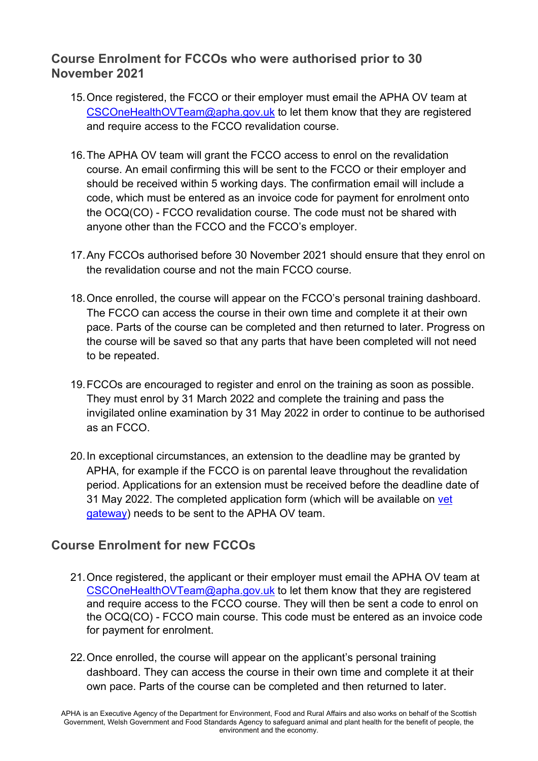## Course Enrolment for FCCOs who were authorised prior to 30 November 2021

15. Once registered, the FCCO or their employer must email the APHA OV team at CSCOneHealthOVTeam@apha.gov.uk to let them know that they are registered and require access to the FCCO revalidation course.

16. The APHA OV team will grant the FCCO access to enrol on the revalidation course. An email confirming this will be sent to the FCCO or their employer and should be received within 5 working days. The confirmation email will include a code, which must be entered as an invoice code for payment for enrolment onto the OCQ(CO) - FCCO revalidation course. The code must not be shared with anyone other than the FCCO and the FCCO's employer.

17. Any FCCOs authorised before 30 November 2021 should ensure that they enrol on the revalidation course and not the main FCCO course.

18. Once enrolled, the course will appear on the FCCO's personal training dashboard. The FCCO can access the course in their own time and complete it at their own pace. Parts of the course can be completed and then returned to later. Progress on the course will be saved so that any parts that have been completed will not need to be repeated.

19. FCCOs are encouraged to register and enrol on the training as soon as possible. They must enrol by 31 March 2022 and complete the training and pass the invigilated online examination by 31 May 2022 in order to continue to be authorised as an FCCO.

20. In exceptional circumstances, an extension to the deadline may be granted by APHA, for example if the FCCO is on parental leave throughout the revalidation period. Applications for an extension must be received before the deadline date of 31 May 2022. The completed application form (which will be available on vet gateway) needs to be sent to the APHA OV team.

## Course Enrolment for new FCCOs

21. Once registered, the applicant or their employer must email the APHA OV team at CSCOneHealthOVTeam@apha.gov.uk to let them know that they are registered and require access to the FCCO course. They will then be sent a code to enrol on the OCQ(CO) - FCCO main course. This code must be entered as an invoice code for payment for enrolment.

22. Once enrolled, the course will appear on the applicant's personal training dashboard. They can access the course in their own time and complete it at their own pace. Parts of the course can be completed and then returned to later.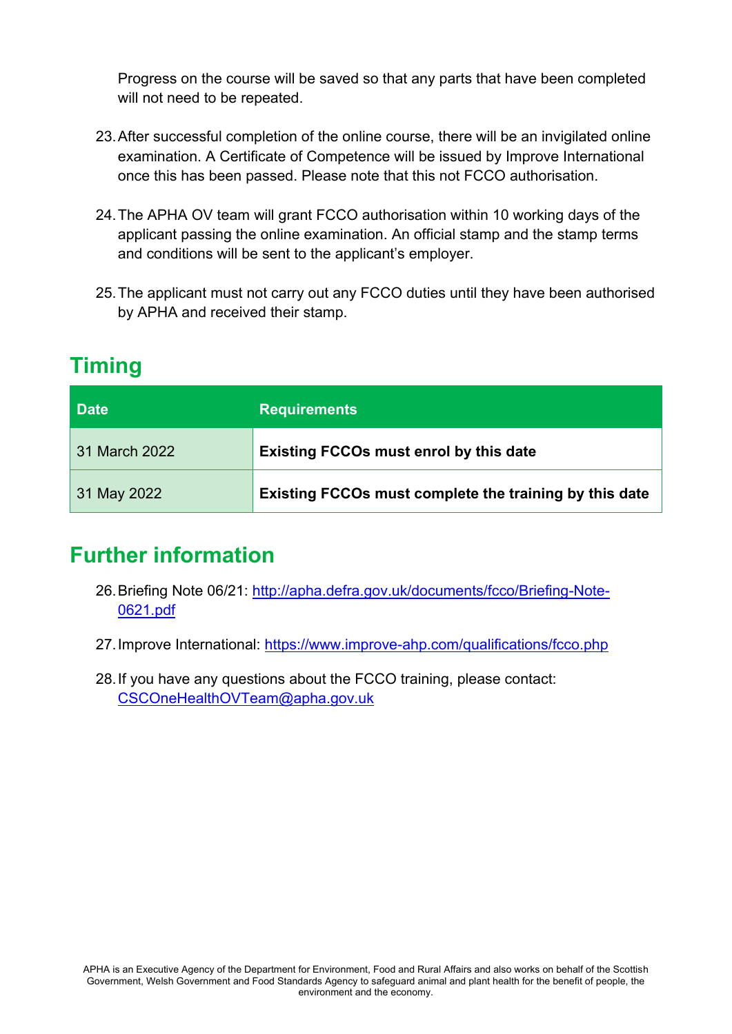Progress on the course will be saved so that any parts that have been completed will not need to be repeated.

23. After successful completion of the online course, there will be an invigilated online examination. A Certificate of Competence will be issued by Improve International once this has been passed. Please note that this not FCCO authorisation.

24. The APHA OV team will grant FCCO authorisation within 10 working days of the applicant passing the online examination. An official stamp and the stamp terms and conditions will be sent to the applicant's employer.

25. The applicant must not carry out any FCCO duties until they have been authorised by APHA and received their stamp.

## Timing

| Date | Requirements |
|---|---|
| 31 March 2022 | **Existing FCCOs must enrol by this date** |
| 31 May 2022 | **Existing FCCOs must complete the training by this date** |

## Further information

26. Briefing Note 06/21: [http://apha.defra.gov.uk/documents/fcco/Briefing-Note-0621.pdf](http://apha.defra.gov.uk/documents/fcco/Briefing-Note-0621.pdf)

27. Improve International: [https://www.improve-ahp.com/qualifications/fcco.php](https://www.improve-ahp.com/qualifications/fcco.php)

28. If you have any questions about the FCCO training, please contact: [CSCOneHealthOVTeam@apha.gov.uk](mailto:CSCOneHealthOVTeam@apha.gov.uk)

APHA is an Executive Agency of the Department for Environment, Food and Rural Affairs and also works on behalf of the Scottish Government, Welsh Government and Food Standards Agency to safeguard animal and plant health for the benefit of people, the environment and the economy.